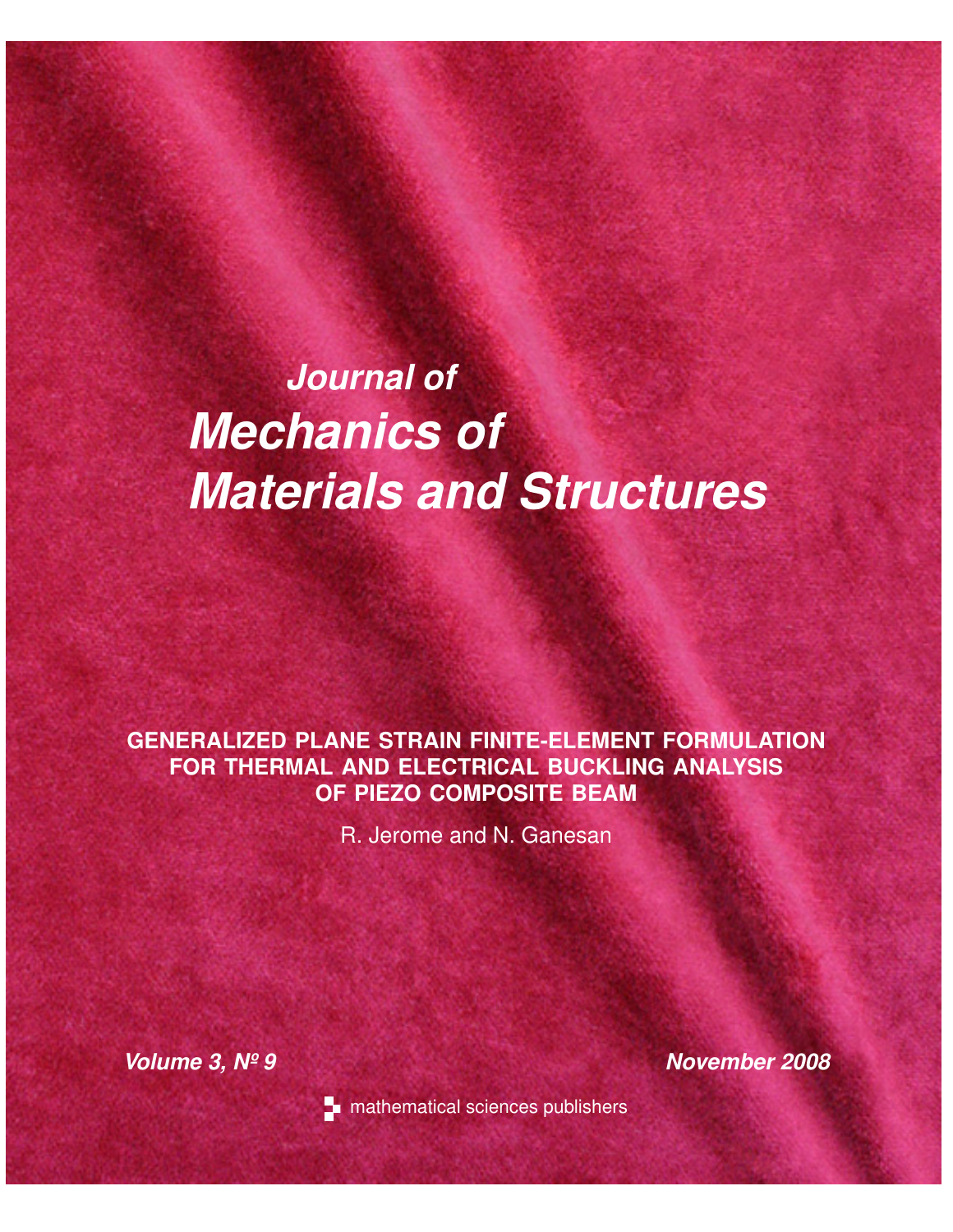# Journal of
# Mechanics of Materials and Structures

## GENERALIZED PLANE STRAIN FINITE-ELEMENT FORMULATION FOR THERMAL AND ELECTRICAL BUCKLING ANALYSIS OF PIEZO COMPOSITE BEAM

R. Jerome and N. Ganesan

*Volume 3, Nº 9* *November 2008*

mathematical sciences publishers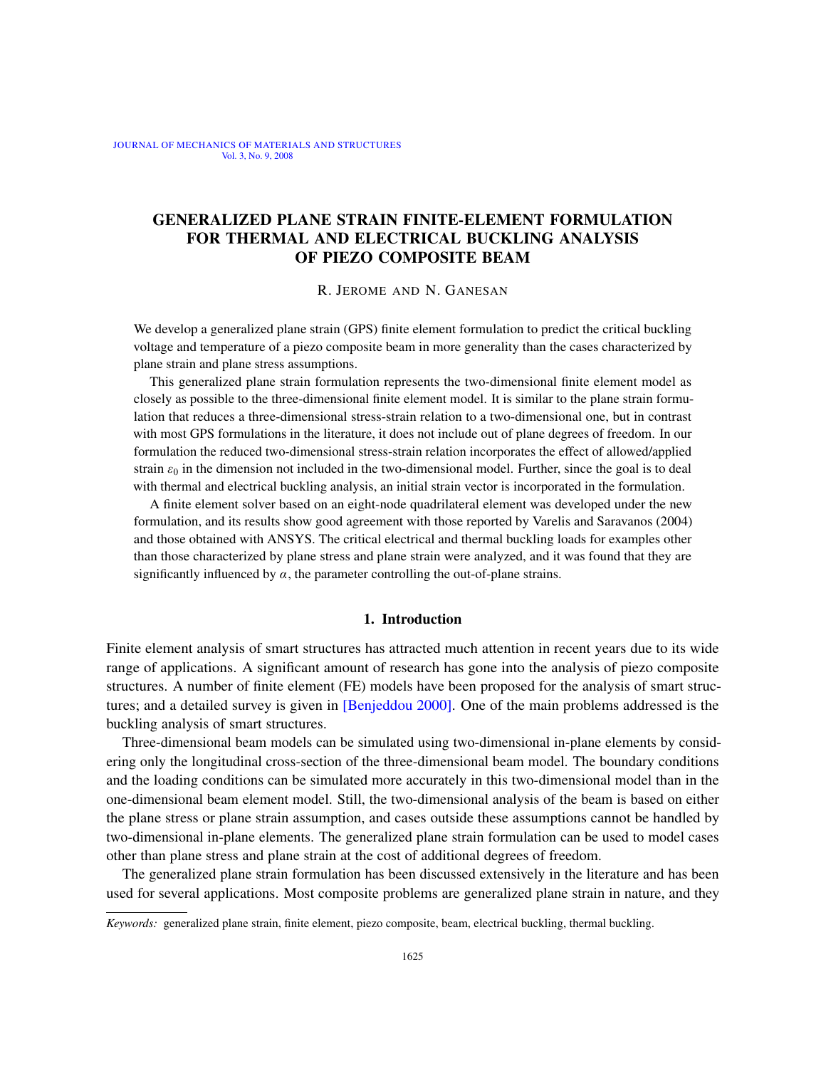# GENERALIZED PLANE STRAIN FINITE-ELEMENT FORMULATION FOR THERMAL AND ELECTRICAL BUCKLING ANALYSIS OF PIEZO COMPOSITE BEAM

R. JEROME AND N. GANESAN

We develop a generalized plane strain (GPS) finite element formulation to predict the critical buckling voltage and temperature of a piezo composite beam in more generality than the cases characterized by plane strain and plane stress assumptions.

This generalized plane strain formulation represents the two-dimensional finite element model as closely as possible to the three-dimensional finite element model. It is similar to the plane strain formulation that reduces a three-dimensional stress-strain relation to a two-dimensional one, but in contrast with most GPS formulations in the literature, it does not include out of plane degrees of freedom. In our formulation the reduced two-dimensional stress-strain relation incorporates the effect of allowed/applied strain $\varepsilon_0$ in the dimension not included in the two-dimensional model. Further, since the goal is to deal with thermal and electrical buckling analysis, an initial strain vector is incorporated in the formulation.

A finite element solver based on an eight-node quadrilateral element was developed under the new formulation, and its results show good agreement with those reported by Varelis and Saravanos (2004) and those obtained with ANSYS. The critical electrical and thermal buckling loads for examples other than those characterized by plane stress and plane strain were analyzed, and it was found that they are significantly influenced by $\alpha$, the parameter controlling the out-of-plane strains.

## 1. Introduction

Finite element analysis of smart structures has attracted much attention in recent years due to its wide range of applications. A significant amount of research has gone into the analysis of piezo composite structures. A number of finite element (FE) models have been proposed for the analysis of smart structures; and a detailed survey is given in [Benjeddou 2000]. One of the main problems addressed is the buckling analysis of smart structures.

Three-dimensional beam models can be simulated using two-dimensional in-plane elements by considering only the longitudinal cross-section of the three-dimensional beam model. The boundary conditions and the loading conditions can be simulated more accurately in this two-dimensional model than in the one-dimensional beam element model. Still, the two-dimensional analysis of the beam is based on either the plane stress or plane strain assumption, and cases outside these assumptions cannot be handled by two-dimensional in-plane elements. The generalized plane strain formulation can be used to model cases other than plane stress and plane strain at the cost of additional degrees of freedom.

The generalized plane strain formulation has been discussed extensively in the literature and has been used for several applications. Most composite problems are generalized plane strain in nature, and they

*Keywords:* generalized plane strain, finite element, piezo composite, beam, electrical buckling, thermal buckling.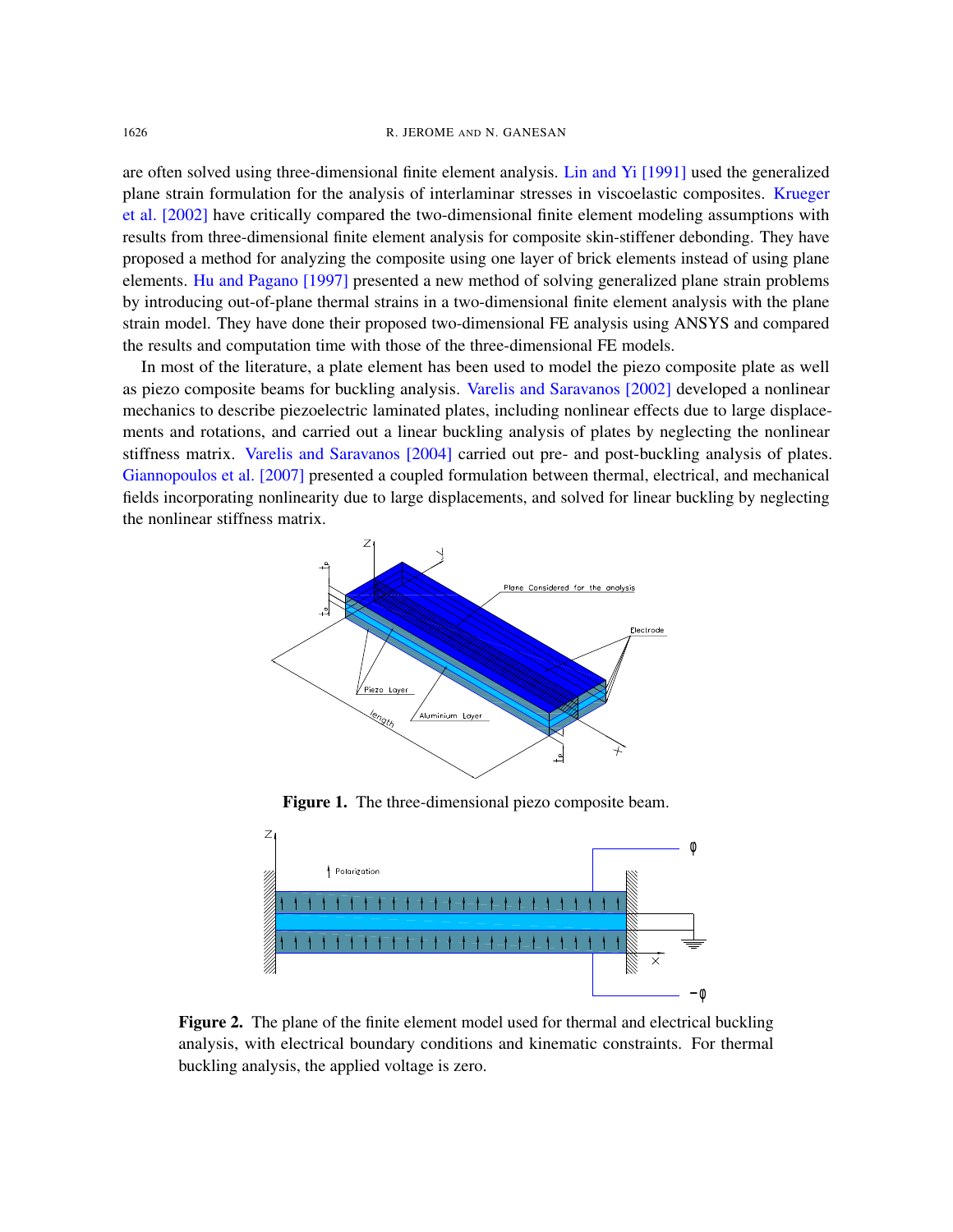are often solved using three-dimensional finite element analysis. Lin and Yi [1991] used the generalized plane strain formulation for the analysis of interlaminar stresses in viscoelastic composites. Krueger et al. [2002] have critically compared the two-dimensional finite element modeling assumptions with results from three-dimensional finite element analysis for composite skin-stiffener debonding. They have proposed a method for analyzing the composite using one layer of brick elements instead of using plane elements. Hu and Pagano [1997] presented a new method of solving generalized plane strain problems by introducing out-of-plane thermal strains in a two-dimensional finite element analysis with the plane strain model. They have done their proposed two-dimensional FE analysis using ANSYS and compared the results and computation time with those of the three-dimensional FE models.

In most of the literature, a plate element has been used to model the piezo composite plate as well as piezo composite beams for buckling analysis. Varelis and Saravanos [2002] developed a nonlinear mechanics to describe piezoelectric laminated plates, including nonlinear effects due to large displacements and rotations, and carried out a linear buckling analysis of plates by neglecting the nonlinear stiffness matrix. Varelis and Saravanos [2004] carried out pre- and post-buckling analysis of plates. Giannopoulos et al. [2007] presented a coupled formulation between thermal, electrical, and mechanical fields incorporating nonlinearity due to large displacements, and solved for linear buckling by neglecting the nonlinear stiffness matrix.

**Figure 1.** The three-dimensional piezo composite beam.

**Figure 2.** The plane of the finite element model used for thermal and electrical buckling analysis, with electrical boundary conditions and kinematic constraints. For thermal buckling analysis, the applied voltage is zero.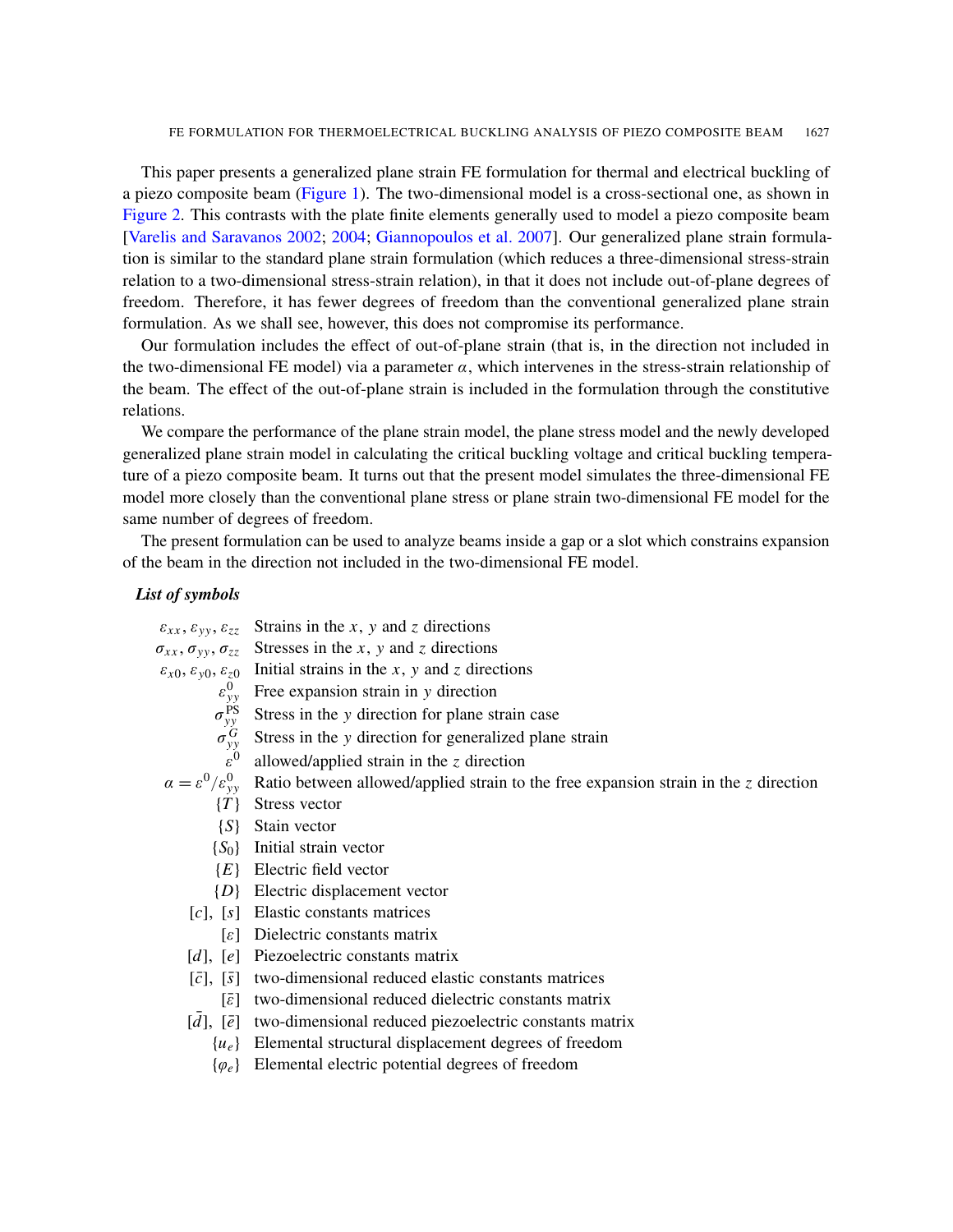This paper presents a generalized plane strain FE formulation for thermal and electrical buckling of a piezo composite beam (Figure 1). The two-dimensional model is a cross-sectional one, as shown in Figure 2. This contrasts with the plate finite elements generally used to model a piezo composite beam [Varelis and Saravanos 2002; 2004; Giannopoulos et al. 2007]. Our generalized plane strain formulation is similar to the standard plane strain formulation (which reduces a three-dimensional stress-strain relation to a two-dimensional stress-strain relation), in that it does not include out-of-plane degrees of freedom. Therefore, it has fewer degrees of freedom than the conventional generalized plane strain formulation. As we shall see, however, this does not compromise its performance.

Our formulation includes the effect of out-of-plane strain (that is, in the direction not included in the two-dimensional FE model) via a parameter $\alpha$, which intervenes in the stress-strain relationship of the beam. The effect of the out-of-plane strain is included in the formulation through the constitutive relations.

We compare the performance of the plane strain model, the plane stress model and the newly developed generalized plane strain model in calculating the critical buckling voltage and critical buckling temperature of a piezo composite beam. It turns out that the present model simulates the three-dimensional FE model more closely than the conventional plane stress or plane strain two-dimensional FE model for the same number of degrees of freedom.

The present formulation can be used to analyze beams inside a gap or a slot which constrains expansion of the beam in the direction not included in the two-dimensional FE model.

***List of symbols***

| | |
|---|---|
| $\varepsilon_{xx}, \varepsilon_{yy}, \varepsilon_{zz}$ | Strains in the $x$, $y$ and $z$ directions |
| $\sigma_{xx}, \sigma_{yy}, \sigma_{zz}$ | Stresses in the $x$, $y$ and $z$ directions |
| $\varepsilon_{x0}, \varepsilon_{y0}, \varepsilon_{z0}$ | Initial strains in the $x$, $y$ and $z$ directions |
| $\varepsilon_{yy}^{0}$ | Free expansion strain in $y$ direction |
| $\sigma_{yy}^{\mathrm{PS}}$ | Stress in the $y$ direction for plane strain case |
| $\sigma_{yy}^{G}$ | Stress in the $y$ direction for generalized plane strain |
| $\varepsilon^{0}$ | allowed/applied strain in the $z$ direction |
| $\alpha = \varepsilon^{0}/\varepsilon_{yy}^{0}$ | Ratio between allowed/applied strain to the free expansion strain in the $z$ direction |
| $\{T\}$ | Stress vector |
| $\{S\}$ | Stain vector |
| $\{S_0\}$ | Initial strain vector |
| $\{E\}$ | Electric field vector |
| $\{D\}$ | Electric displacement vector |
| $[c]$, $[s]$ | Elastic constants matrices |
| $[\varepsilon]$ | Dielectric constants matrix |
| $[d]$, $[e]$ | Piezoelectric constants matrix |
| $[\bar{c}]$, $[\bar{s}]$ | two-dimensional reduced elastic constants matrices |
| $[\bar{\varepsilon}]$ | two-dimensional reduced dielectric constants matrix |
| $[\bar{d}]$, $[\bar{e}]$ | two-dimensional reduced piezoelectric constants matrix |
| $\{u_e\}$ | Elemental structural displacement degrees of freedom |
| $\{\varphi_e\}$ | Elemental electric potential degrees of freedom |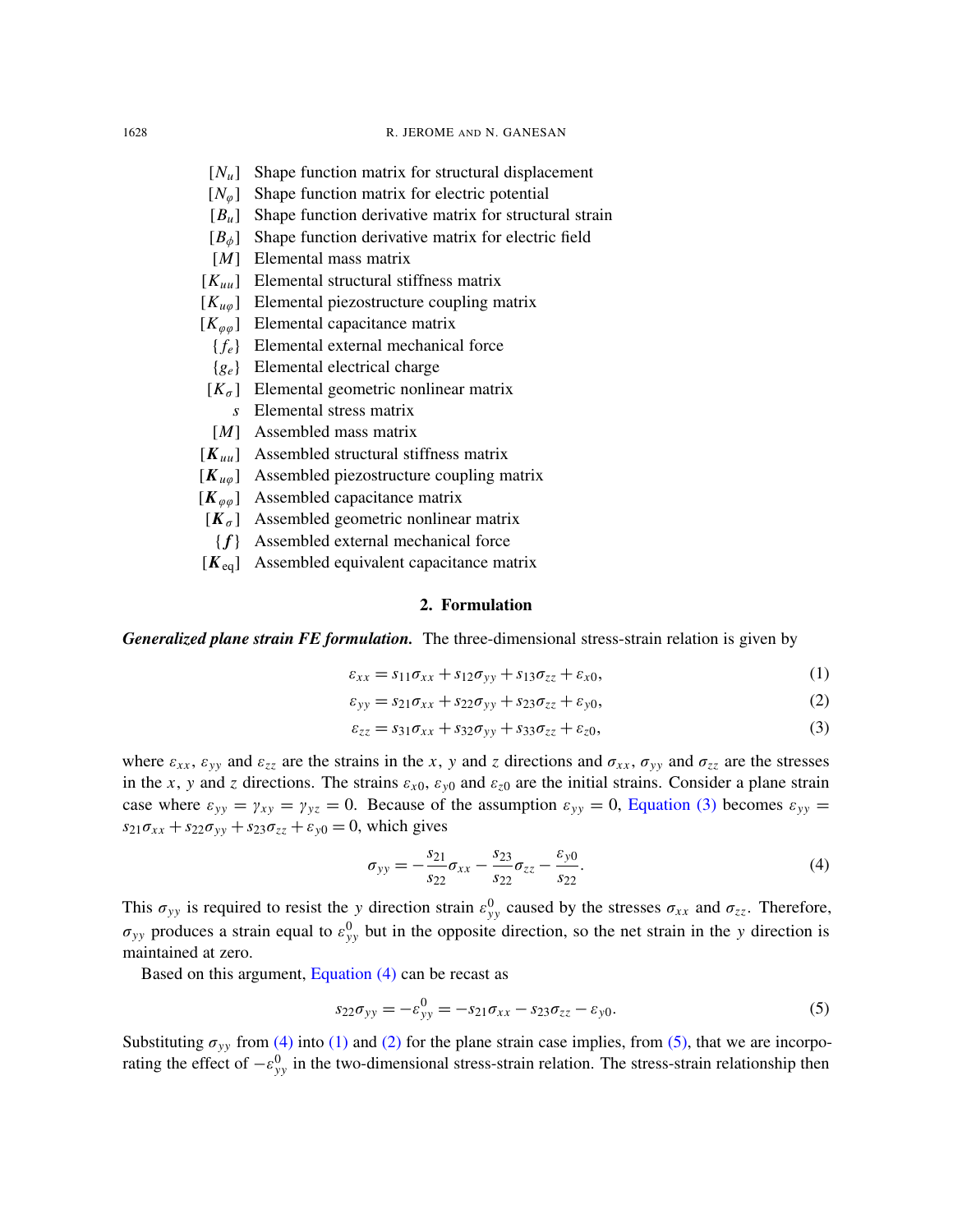$[N_u]$ Shape function matrix for structural displacement
$[N_\varphi]$ Shape function matrix for electric potential
$[B_u]$ Shape function derivative matrix for structural strain
$[B_\phi]$ Shape function derivative matrix for electric field
$[M]$ Elemental mass matrix
$[K_{uu}]$ Elemental structural stiffness matrix
$[K_{u\varphi}]$ Elemental piezostructure coupling matrix
$[K_{\varphi\varphi}]$ Elemental capacitance matrix
$\{f_e\}$ Elemental external mechanical force
$\{g_e\}$ Elemental electrical charge
$[K_\sigma]$ Elemental geometric nonlinear matrix
$s$ Elemental stress matrix
$[M]$ Assembled mass matrix
$[\boldsymbol{K}_{uu}]$ Assembled structural stiffness matrix
$[\boldsymbol{K}_{u\varphi}]$ Assembled piezostructure coupling matrix
$[\boldsymbol{K}_{\varphi\varphi}]$ Assembled capacitance matrix
$[\boldsymbol{K}_\sigma]$ Assembled geometric nonlinear matrix
$\{\boldsymbol{f}\}$ Assembled external mechanical force
$[\boldsymbol{K}_{\text{eq}}]$ Assembled equivalent capacitance matrix

## 2. Formulation

***Generalized plane strain FE formulation.*** The three-dimensional stress-strain relation is given by

$$\varepsilon_{xx} = s_{11}\sigma_{xx} + s_{12}\sigma_{yy} + s_{13}\sigma_{zz} + \varepsilon_{x0}, \tag{1}$$

$$\varepsilon_{yy} = s_{21}\sigma_{xx} + s_{22}\sigma_{yy} + s_{23}\sigma_{zz} + \varepsilon_{y0}, \tag{2}$$

$$\varepsilon_{zz} = s_{31}\sigma_{xx} + s_{32}\sigma_{yy} + s_{33}\sigma_{zz} + \varepsilon_{z0}, \tag{3}$$

where $\varepsilon_{xx}$, $\varepsilon_{yy}$ and $\varepsilon_{zz}$ are the strains in the $x$, $y$ and $z$ directions and $\sigma_{xx}$, $\sigma_{yy}$ and $\sigma_{zz}$ are the stresses in the $x$, $y$ and $z$ directions. The strains $\varepsilon_{x0}$, $\varepsilon_{y0}$ and $\varepsilon_{z0}$ are the initial strains. Consider a plane strain case where $\varepsilon_{yy} = \gamma_{xy} = \gamma_{yz} = 0$. Because of the assumption $\varepsilon_{yy} = 0$, Equation (3) becomes $\varepsilon_{yy} = s_{21}\sigma_{xx} + s_{22}\sigma_{yy} + s_{23}\sigma_{zz} + \varepsilon_{y0} = 0$, which gives

$$\sigma_{yy} = -\frac{s_{21}}{s_{22}}\sigma_{xx} - \frac{s_{23}}{s_{22}}\sigma_{zz} - \frac{\varepsilon_{y0}}{s_{22}}. \tag{4}$$

This $\sigma_{yy}$ is required to resist the $y$ direction strain $\varepsilon_{yy}^0$ caused by the stresses $\sigma_{xx}$ and $\sigma_{zz}$. Therefore, $\sigma_{yy}$ produces a strain equal to $\varepsilon_{yy}^0$ but in the opposite direction, so the net strain in the $y$ direction is maintained at zero.

Based on this argument, Equation (4) can be recast as

$$s_{22}\sigma_{yy} = -\varepsilon_{yy}^0 = -s_{21}\sigma_{xx} - s_{23}\sigma_{zz} - \varepsilon_{y0}. \tag{5}$$

Substituting $\sigma_{yy}$ from (4) into (1) and (2) for the plane strain case implies, from (5), that we are incorporating the effect of $-\varepsilon_{yy}^0$ in the two-dimensional stress-strain relation. The stress-strain relationship then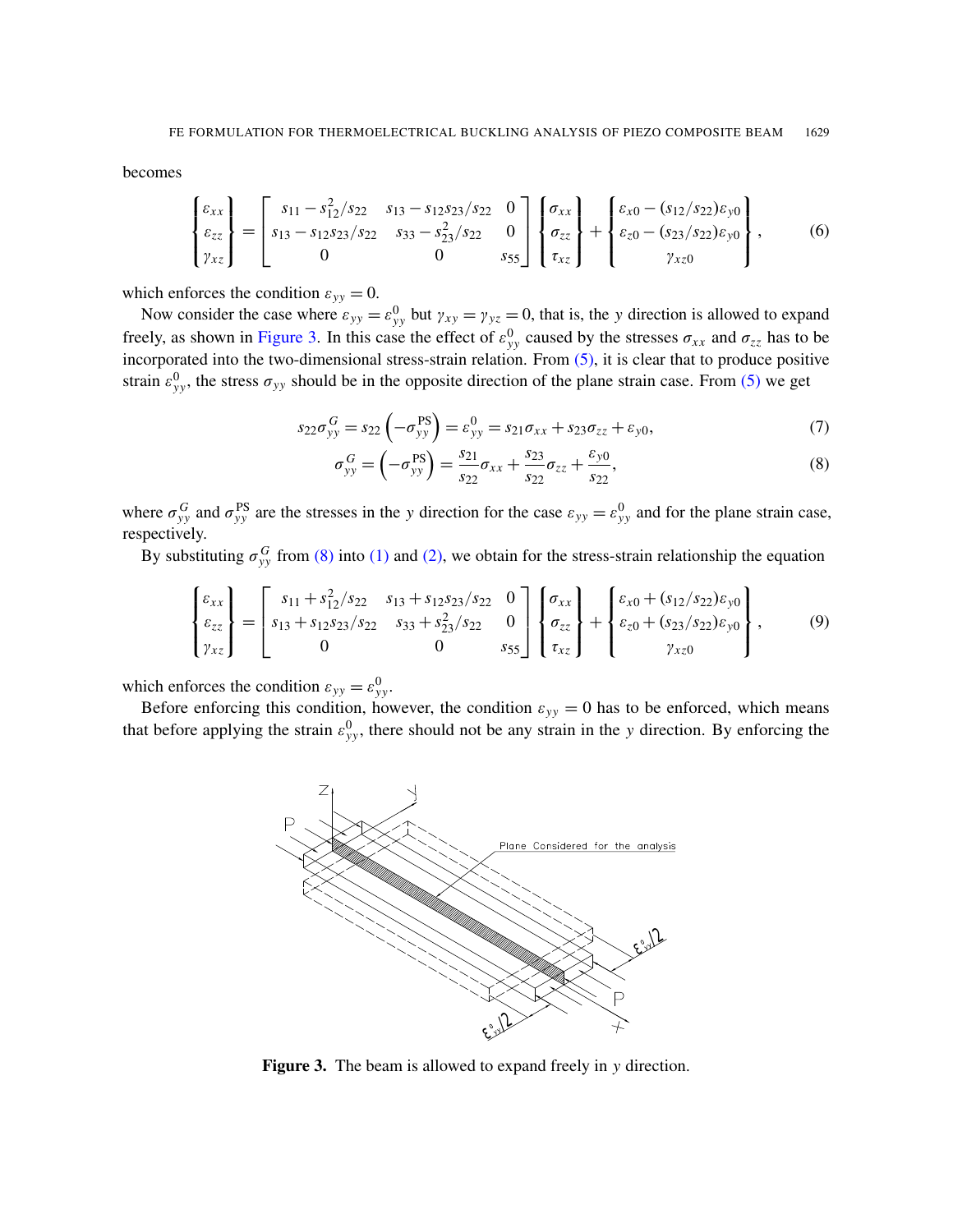becomes

$$
\begin{Bmatrix} \varepsilon_{xx} \\ \varepsilon_{zz} \\ \gamma_{xz} \end{Bmatrix} = \begin{bmatrix} s_{11} - s_{12}^2/s_{22} & s_{13} - s_{12}s_{23}/s_{22} & 0 \\ s_{13} - s_{12}s_{23}/s_{22} & s_{33} - s_{23}^2/s_{22} & 0 \\ 0 & 0 & s_{55} \end{bmatrix} \begin{Bmatrix} \sigma_{xx} \\ \sigma_{zz} \\ \tau_{xz} \end{Bmatrix} + \begin{Bmatrix} \varepsilon_{x0} - (s_{12}/s_{22})\varepsilon_{y0} \\ \varepsilon_{z0} - (s_{23}/s_{22})\varepsilon_{y0} \\ \gamma_{xz0} \end{Bmatrix}, \tag{6}
$$

which enforces the condition $\varepsilon_{yy} = 0$.

Now consider the case where $\varepsilon_{yy} = \varepsilon_{yy}^0$ but $\gamma_{xy} = \gamma_{yz} = 0$, that is, the $y$ direction is allowed to expand freely, as shown in Figure 3. In this case the effect of $\varepsilon_{yy}^0$ caused by the stresses $\sigma_{xx}$ and $\sigma_{zz}$ has to be incorporated into the two-dimensional stress-strain relation. From (5), it is clear that to produce positive strain $\varepsilon_{yy}^0$, the stress $\sigma_{yy}$ should be in the opposite direction of the plane strain case. From (5) we get

$$
s_{22}\sigma_{yy}^G = s_{22}\left(-\sigma_{yy}^{\mathrm{PS}}\right) = \varepsilon_{yy}^0 = s_{21}\sigma_{xx} + s_{23}\sigma_{zz} + \varepsilon_{y0}, \tag{7}
$$

$$
\sigma_{yy}^G = \left(-\sigma_{yy}^{\mathrm{PS}}\right) = \frac{s_{21}}{s_{22}}\sigma_{xx} + \frac{s_{23}}{s_{22}}\sigma_{zz} + \frac{\varepsilon_{y0}}{s_{22}}, \tag{8}
$$

where $\sigma_{yy}^G$ and $\sigma_{yy}^{\mathrm{PS}}$ are the stresses in the $y$ direction for the case $\varepsilon_{yy} = \varepsilon_{yy}^0$ and for the plane strain case, respectively.

By substituting $\sigma_{yy}^G$ from (8) into (1) and (2), we obtain for the stress-strain relationship the equation

$$
\begin{Bmatrix} \varepsilon_{xx} \\ \varepsilon_{zz} \\ \gamma_{xz} \end{Bmatrix} = \begin{bmatrix} s_{11} + s_{12}^2/s_{22} & s_{13} + s_{12}s_{23}/s_{22} & 0 \\ s_{13} + s_{12}s_{23}/s_{22} & s_{33} + s_{23}^2/s_{22} & 0 \\ 0 & 0 & s_{55} \end{bmatrix} \begin{Bmatrix} \sigma_{xx} \\ \sigma_{zz} \\ \tau_{xz} \end{Bmatrix} + \begin{Bmatrix} \varepsilon_{x0} + (s_{12}/s_{22})\varepsilon_{y0} \\ \varepsilon_{z0} + (s_{23}/s_{22})\varepsilon_{y0} \\ \gamma_{xz0} \end{Bmatrix}, \tag{9}
$$

which enforces the condition $\varepsilon_{yy} = \varepsilon_{yy}^0$.

Before enforcing this condition, however, the condition $\varepsilon_{yy} = 0$ has to be enforced, which means that before applying the strain $\varepsilon_{yy}^0$, there should not be any strain in the $y$ direction. By enforcing the

**Figure 3.** The beam is allowed to expand freely in $y$ direction.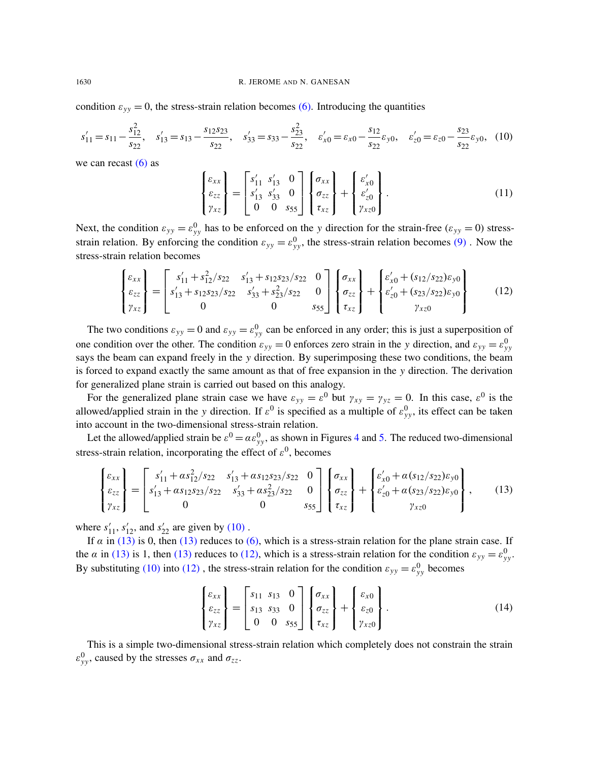condition $\varepsilon_{yy} = 0$, the stress-strain relation becomes (6). Introducing the quantities

$$s'_{11} = s_{11} - \frac{s_{12}^2}{s_{22}}, \quad s'_{13} = s_{13} - \frac{s_{12}s_{23}}{s_{22}}, \quad s'_{33} = s_{33} - \frac{s_{23}^2}{s_{22}}, \quad \varepsilon'_{x0} = \varepsilon_{x0} - \frac{s_{12}}{s_{22}}\varepsilon_{y0}, \quad \varepsilon'_{z0} = \varepsilon_{z0} - \frac{s_{23}}{s_{22}}\varepsilon_{y0}, \tag{10}$$

we can recast (6) as

$$\begin{Bmatrix} \varepsilon_{xx} \\ \varepsilon_{zz} \\ \gamma_{xz} \end{Bmatrix} = \begin{bmatrix} s'_{11} & s'_{13} & 0 \\ s'_{13} & s'_{33} & 0 \\ 0 & 0 & s_{55} \end{bmatrix} \begin{Bmatrix} \sigma_{xx} \\ \sigma_{zz} \\ \tau_{xz} \end{Bmatrix} + \begin{Bmatrix} \varepsilon'_{x0} \\ \varepsilon'_{z0} \\ \gamma_{xz0} \end{Bmatrix}. \tag{11}$$

Next, the condition $\varepsilon_{yy} = \varepsilon_{yy}^0$ has to be enforced on the $y$ direction for the strain-free ($\varepsilon_{yy} = 0$) stress-strain relation. By enforcing the condition $\varepsilon_{yy} = \varepsilon_{yy}^0$, the stress-strain relation becomes (9). Now the stress-strain relation becomes

$$\begin{Bmatrix} \varepsilon_{xx} \\ \varepsilon_{zz} \\ \gamma_{xz} \end{Bmatrix} = \begin{bmatrix} s'_{11} + s_{12}^2/s_{22} & s'_{13} + s_{12}s_{23}/s_{22} & 0 \\ s'_{13} + s_{12}s_{23}/s_{22} & s'_{33} + s_{23}^2/s_{22} & 0 \\ 0 & 0 & s_{55} \end{bmatrix} \begin{Bmatrix} \sigma_{xx} \\ \sigma_{zz} \\ \tau_{xz} \end{Bmatrix} + \begin{Bmatrix} \varepsilon'_{x0} + (s_{12}/s_{22})\varepsilon_{y0} \\ \varepsilon'_{z0} + (s_{23}/s_{22})\varepsilon_{y0} \\ \gamma_{xz0} \end{Bmatrix} \tag{12}$$

The two conditions $\varepsilon_{yy} = 0$ and $\varepsilon_{yy} = \varepsilon_{yy}^0$ can be enforced in any order; this is just a superposition of one condition over the other. The condition $\varepsilon_{yy} = 0$ enforces zero strain in the $y$ direction, and $\varepsilon_{yy} = \varepsilon_{yy}^0$ says the beam can expand freely in the $y$ direction. By superimposing these two conditions, the beam is forced to expand exactly the same amount as that of free expansion in the $y$ direction. The derivation for generalized plane strain is carried out based on this analogy.

For the generalized plane strain case we have $\varepsilon_{yy} = \varepsilon^0$ but $\gamma_{xy} = \gamma_{yz} = 0$. In this case, $\varepsilon^0$ is the allowed/applied strain in the $y$ direction. If $\varepsilon^0$ is specified as a multiple of $\varepsilon_{yy}^0$, its effect can be taken into account in the two-dimensional stress-strain relation.

Let the allowed/applied strain be $\varepsilon^0 = \alpha\varepsilon_{yy}^0$, as shown in Figures 4 and 5. The reduced two-dimensional stress-strain relation, incorporating the effect of $\varepsilon^0$, becomes

$$\begin{Bmatrix} \varepsilon_{xx} \\ \varepsilon_{zz} \\ \gamma_{xz} \end{Bmatrix} = \begin{bmatrix} s'_{11} + \alpha s_{12}^2/s_{22} & s'_{13} + \alpha s_{12}s_{23}/s_{22} & 0 \\ s'_{13} + \alpha s_{12}s_{23}/s_{22} & s'_{33} + \alpha s_{23}^2/s_{22} & 0 \\ 0 & 0 & s_{55} \end{bmatrix} \begin{Bmatrix} \sigma_{xx} \\ \sigma_{zz} \\ \tau_{xz} \end{Bmatrix} + \begin{Bmatrix} \varepsilon'_{x0} + \alpha(s_{12}/s_{22})\varepsilon_{y0} \\ \varepsilon'_{z0} + \alpha(s_{23}/s_{22})\varepsilon_{y0} \\ \gamma_{xz0} \end{Bmatrix}, \tag{13}$$

where $s'_{11}$, $s'_{12}$, and $s'_{22}$ are given by (10).

If $\alpha$ in (13) is 0, then (13) reduces to (6), which is a stress-strain relation for the plane strain case. If the $\alpha$ in (13) is 1, then (13) reduces to (12), which is a stress-strain relation for the condition $\varepsilon_{yy} = \varepsilon_{yy}^0$. By substituting (10) into (12), the stress-strain relation for the condition $\varepsilon_{yy} = \varepsilon_{yy}^0$ becomes

$$\begin{Bmatrix} \varepsilon_{xx} \\ \varepsilon_{zz} \\ \gamma_{xz} \end{Bmatrix} = \begin{bmatrix} s_{11} & s_{13} & 0 \\ s_{13} & s_{33} & 0 \\ 0 & 0 & s_{55} \end{bmatrix} \begin{Bmatrix} \sigma_{xx} \\ \sigma_{zz} \\ \tau_{xz} \end{Bmatrix} + \begin{Bmatrix} \varepsilon_{x0} \\ \varepsilon_{z0} \\ \gamma_{xz0} \end{Bmatrix}. \tag{14}$$

This is a simple two-dimensional stress-strain relation which completely does not constrain the strain $\varepsilon_{yy}^0$, caused by the stresses $\sigma_{xx}$ and $\sigma_{zz}$.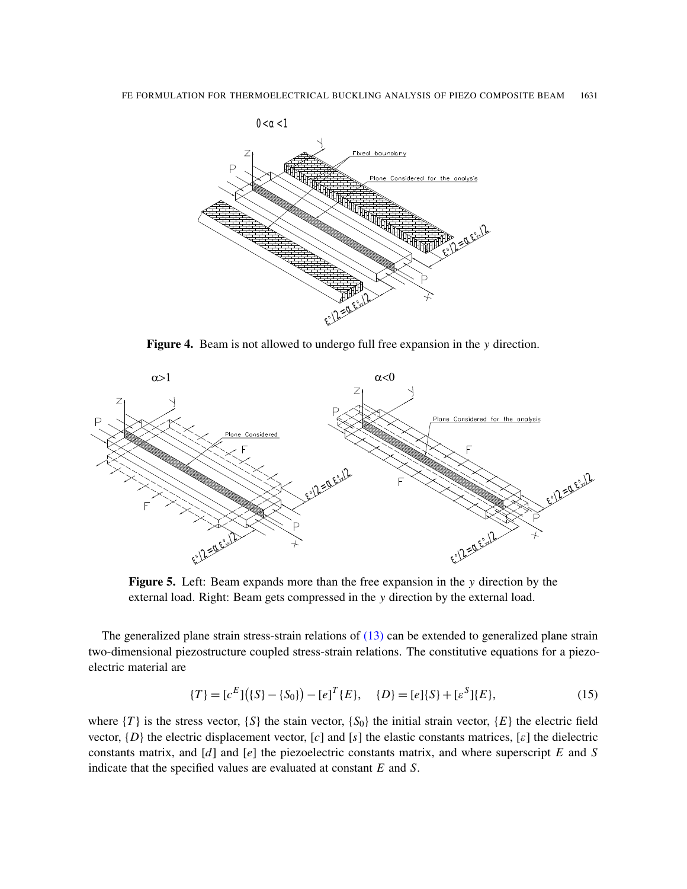**Figure 4.** Beam is not allowed to undergo full free expansion in the $y$ direction.

**Figure 5.** Left: Beam expands more than the free expansion in the $y$ direction by the external load. Right: Beam gets compressed in the $y$ direction by the external load.

The generalized plane strain stress-strain relations of (13) can be extended to generalized plane strain two-dimensional piezostructure coupled stress-strain relations. The constitutive equations for a piezoelectric material are

$$\{T\} = [c^E]\big(\{S\} - \{S_0\}\big) - [e]^T\{E\}, \quad \{D\} = [e]\{S\} + [\varepsilon^S]\{E\}, \tag{15}$$

where $\{T\}$ is the stress vector, $\{S\}$ the stain vector, $\{S_0\}$ the initial strain vector, $\{E\}$ the electric field vector, $\{D\}$ the electric displacement vector, $[c]$ and $[s]$ the elastic constants matrices, $[\varepsilon]$ the dielectric constants matrix, and $[d]$ and $[e]$ the piezoelectric constants matrix, and where superscript $E$ and $S$ indicate that the specified values are evaluated at constant $E$ and $S$.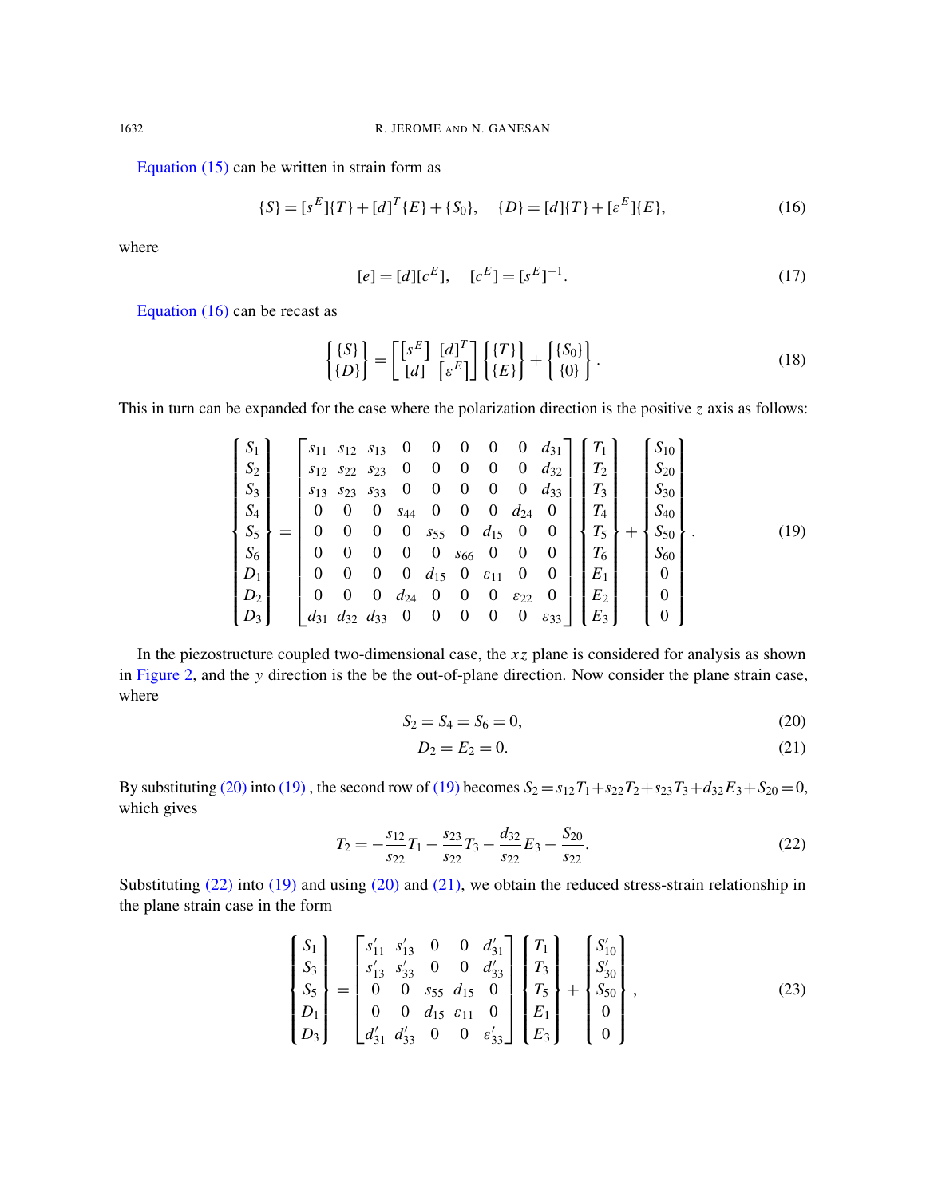Equation (15) can be written in strain form as

$$
\{S\} = [s^E]\{T\} + [d]^T\{E\} + \{S_0\}, \quad \{D\} = [d]\{T\} + [\varepsilon^E]\{E\}, \tag{16}
$$

where

$$
[e] = [d][c^E], \quad [c^E] = [s^E]^{-1}. \tag{17}
$$

Equation (16) can be recast as

$$
\begin{Bmatrix} \{S\} \\ \{D\} \end{Bmatrix} = \begin{bmatrix} [s^E] & [d]^T \\ [d] & [\varepsilon^E] \end{bmatrix} \begin{Bmatrix} \{T\} \\ \{E\} \end{Bmatrix} + \begin{Bmatrix} \{S_0\} \\ \{0\} \end{Bmatrix}. \tag{18}
$$

This in turn can be expanded for the case where the polarization direction is the positive $z$ axis as follows:

$$
\begin{Bmatrix} S_1 \\ S_2 \\ S_3 \\ S_4 \\ S_5 \\ S_6 \\ D_1 \\ D_2 \\ D_3 \end{Bmatrix} = \begin{bmatrix} s_{11} & s_{12} & s_{13} & 0 & 0 & 0 & 0 & 0 & d_{31} \\ s_{12} & s_{22} & s_{23} & 0 & 0 & 0 & 0 & 0 & d_{32} \\ s_{13} & s_{23} & s_{33} & 0 & 0 & 0 & 0 & 0 & d_{33} \\ 0 & 0 & 0 & s_{44} & 0 & 0 & 0 & d_{24} & 0 \\ 0 & 0 & 0 & 0 & s_{55} & 0 & d_{15} & 0 & 0 \\ 0 & 0 & 0 & 0 & 0 & s_{66} & 0 & 0 & 0 \\ 0 & 0 & 0 & 0 & d_{15} & 0 & \varepsilon_{11} & 0 & 0 \\ 0 & 0 & 0 & d_{24} & 0 & 0 & 0 & \varepsilon_{22} & 0 \\ d_{31} & d_{32} & d_{33} & 0 & 0 & 0 & 0 & 0 & \varepsilon_{33} \end{bmatrix} \begin{Bmatrix} T_1 \\ T_2 \\ T_3 \\ T_4 \\ T_5 \\ T_6 \\ E_1 \\ E_2 \\ E_3 \end{Bmatrix} + \begin{Bmatrix} S_{10} \\ S_{20} \\ S_{30} \\ S_{40} \\ S_{50} \\ S_{60} \\ 0 \\ 0 \\ 0 \end{Bmatrix}. \tag{19}
$$

In the piezostructure coupled two-dimensional case, the $xz$ plane is considered for analysis as shown in Figure 2, and the $y$ direction is the be the out-of-plane direction. Now consider the plane strain case, where

$$
S_2 = S_4 = S_6 = 0, \tag{20}
$$

$$
D_2 = E_2 = 0. \tag{21}
$$

By substituting (20) into (19) , the second row of (19) becomes $S_2 = s_{12}T_1 + s_{22}T_2 + s_{23}T_3 + d_{32}E_3 + S_{20} = 0$, which gives

$$
T_2 = -\frac{s_{12}}{s_{22}}T_1 - \frac{s_{23}}{s_{22}}T_3 - \frac{d_{32}}{s_{22}}E_3 - \frac{S_{20}}{s_{22}}. \tag{22}
$$

Substituting (22) into (19) and using (20) and (21), we obtain the reduced stress-strain relationship in the plane strain case in the form

$$
\begin{Bmatrix} S_1 \\ S_3 \\ S_5 \\ D_1 \\ D_3 \end{Bmatrix} = \begin{bmatrix} s'_{11} & s'_{13} & 0 & 0 & d'_{31} \\ s'_{13} & s'_{33} & 0 & 0 & d'_{33} \\ 0 & 0 & s_{55} & d_{15} & 0 \\ 0 & 0 & d_{15} & \varepsilon_{11} & 0 \\ d'_{31} & d'_{33} & 0 & 0 & \varepsilon'_{33} \end{bmatrix} \begin{Bmatrix} T_1 \\ T_3 \\ T_5 \\ E_1 \\ E_3 \end{Bmatrix} + \begin{Bmatrix} S'_{10} \\ S'_{30} \\ S_{50} \\ 0 \\ 0 \end{Bmatrix}, \tag{23}
$$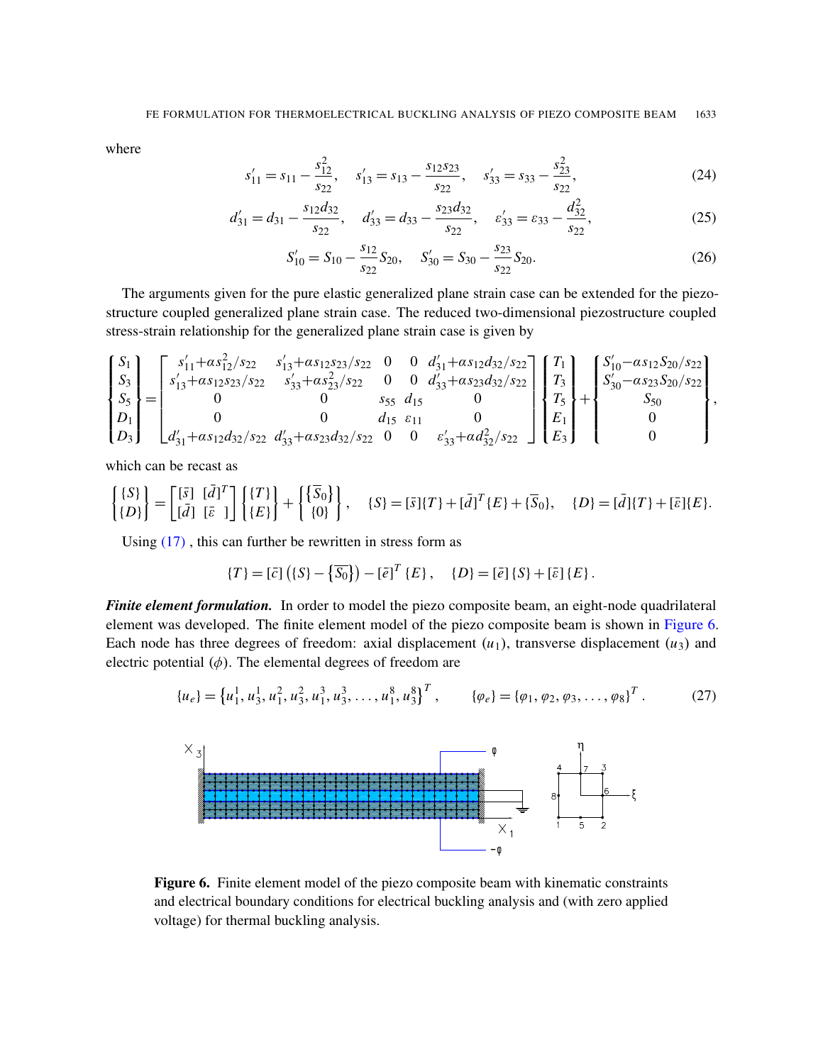where

$$s'_{11} = s_{11} - \frac{s_{12}^2}{s_{22}}, \quad s'_{13} = s_{13} - \frac{s_{12}s_{23}}{s_{22}}, \quad s'_{33} = s_{33} - \frac{s_{23}^2}{s_{22}}, \tag{24}$$

$$d'_{31} = d_{31} - \frac{s_{12}d_{32}}{s_{22}}, \quad d'_{33} = d_{33} - \frac{s_{23}d_{32}}{s_{22}}, \quad \varepsilon'_{33} = \varepsilon_{33} - \frac{d_{32}^2}{s_{22}}, \tag{25}$$

$$S'_{10} = S_{10} - \frac{s_{12}}{s_{22}}S_{20}, \quad S'_{30} = S_{30} - \frac{s_{23}}{s_{22}}S_{20}. \tag{26}$$

The arguments given for the pure elastic generalized plane strain case can be extended for the piezo-structure coupled generalized plane strain case. The reduced two-dimensional piezostructure coupled stress-strain relationship for the generalized plane strain case is given by

$$\begin{Bmatrix} S_1 \\ S_3 \\ S_5 \\ D_1 \\ D_3 \end{Bmatrix} = \begin{bmatrix} s'_{11}+\alpha s_{12}^2/s_{22} & s'_{13}+\alpha s_{12}s_{23}/s_{22} & 0 & 0 & d'_{31}+\alpha s_{12}d_{32}/s_{22} \\ s'_{13}+\alpha s_{12}s_{23}/s_{22} & s'_{33}+\alpha s_{23}^2/s_{22} & 0 & 0 & d'_{33}+\alpha s_{23}d_{32}/s_{22} \\ 0 & 0 & s_{55} & d_{15} & 0 \\ 0 & 0 & d_{15} & \varepsilon_{11} & 0 \\ d'_{31}+\alpha s_{12}d_{32}/s_{22} & d'_{33}+\alpha s_{23}d_{32}/s_{22} & 0 & 0 & \varepsilon'_{33}+\alpha d_{32}^2/s_{22} \end{bmatrix} \begin{Bmatrix} T_1 \\ T_3 \\ T_5 \\ E_1 \\ E_3 \end{Bmatrix} + \begin{Bmatrix} S'_{10}-\alpha s_{12}S_{20}/s_{22} \\ S'_{30}-\alpha s_{23}S_{20}/s_{22} \\ S_{50} \\ 0 \\ 0 \end{Bmatrix},$$

which can be recast as

$$\begin{Bmatrix} \{S\} \\ \{D\} \end{Bmatrix} = \begin{bmatrix} [\bar{s}] & [\bar{d}]^T \\ [\bar{d}] & [\bar{\varepsilon}\ ] \end{bmatrix} \begin{Bmatrix} \{T\} \\ \{E\} \end{Bmatrix} + \begin{Bmatrix} \{\bar{S}_0\} \\ \{0\} \end{Bmatrix}, \quad \{S\} = [\bar{s}]\{T\} + [\bar{d}]^T\{E\} + \{\bar{S}_0\}, \quad \{D\} = [\bar{d}]\{T\} + [\bar{\varepsilon}]\{E\}.$$

Using (17) , this can further be rewritten in stress form as

$$\{T\} = [\bar{c}]\left(\{S\} - \left\{\overline{S_0}\right\}\right) - [\bar{e}]^T\{E\}, \quad \{D\} = [\bar{e}]\{S\} + [\bar{\varepsilon}]\{E\}.$$

***Finite element formulation.*** In order to model the piezo composite beam, an eight-node quadrilateral element was developed. The finite element model of the piezo composite beam is shown in Figure 6. Each node has three degrees of freedom: axial displacement ($u_1$), transverse displacement ($u_3$) and electric potential ($\phi$). The elemental degrees of freedom are

$$\{u_e\} = \left\{u_1^1, u_3^1, u_1^2, u_3^2, u_1^3, u_3^3, \ldots, u_1^8, u_3^8\right\}^T, \qquad \{\varphi_e\} = \{\varphi_1, \varphi_2, \varphi_3, \ldots, \varphi_8\}^T. \tag{27}$$

**Figure 6.** Finite element model of the piezo composite beam with kinematic constraints and electrical boundary conditions for electrical buckling analysis and (with zero applied voltage) for thermal buckling analysis.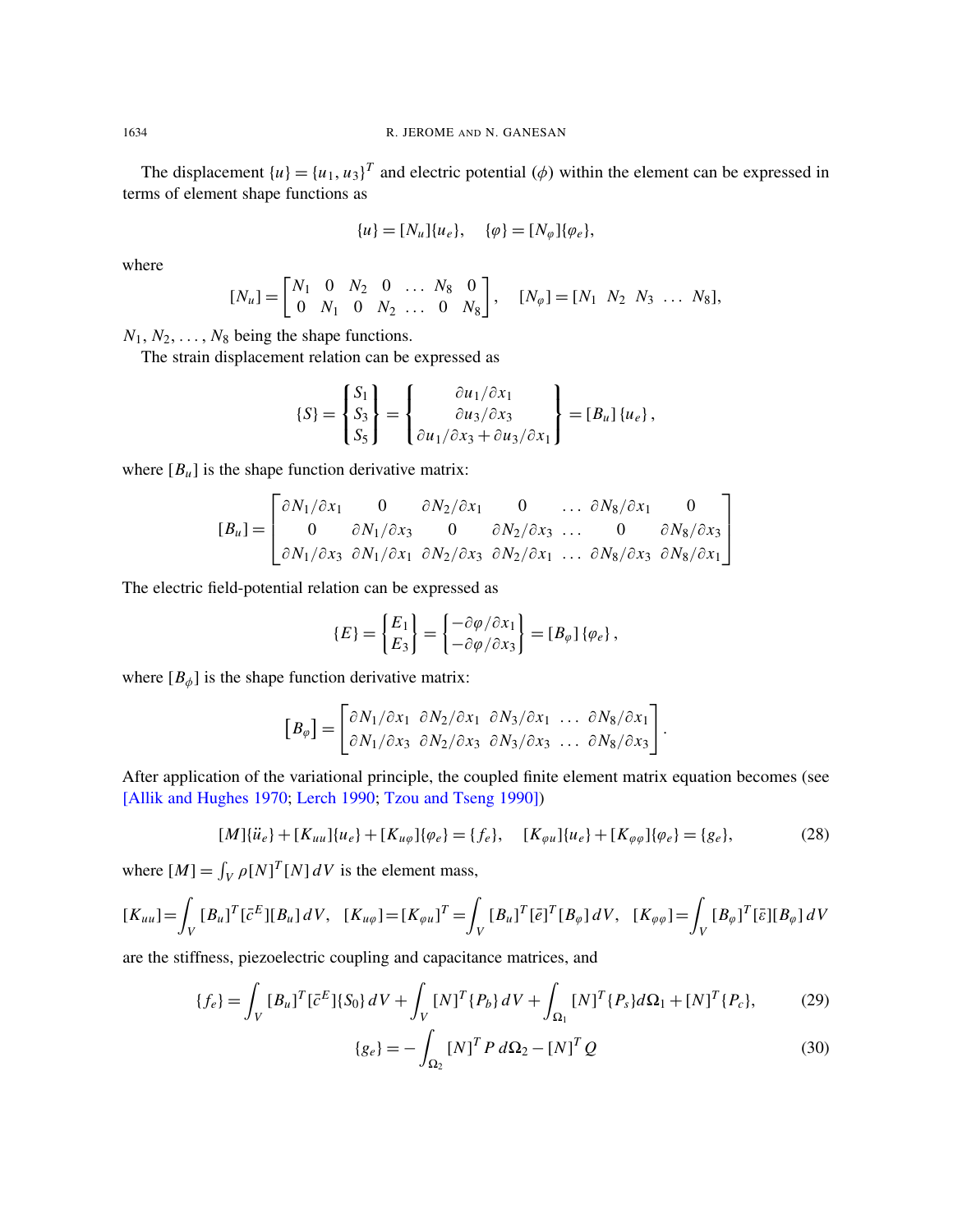The displacement $\{u\} = \{u_1, u_3\}^T$ and electric potential ($\phi$) within the element can be expressed in terms of element shape functions as

$$\{u\} = [N_u]\{u_e\}, \quad \{\varphi\} = [N_\varphi]\{\varphi_e\},$$

where

$$[N_u] = \begin{bmatrix} N_1 & 0 & N_2 & 0 & \dots & N_8 & 0 \\ 0 & N_1 & 0 & N_2 & \dots & 0 & N_8 \end{bmatrix}, \quad [N_\varphi] = [N_1 \;\; N_2 \;\; N_3 \;\; \dots \;\; N_8],$$

$N_1, N_2, \dots, N_8$ being the shape functions.

The strain displacement relation can be expressed as

$$\{S\} = \begin{Bmatrix} S_1 \\ S_3 \\ S_5 \end{Bmatrix} = \begin{Bmatrix} \partial u_1/\partial x_1 \\ \partial u_3/\partial x_3 \\ \partial u_1/\partial x_3 + \partial u_3/\partial x_1 \end{Bmatrix} = [B_u]\{u_e\},$$

where $[B_u]$ is the shape function derivative matrix:

$$[B_u] = \begin{bmatrix} \partial N_1/\partial x_1 & 0 & \partial N_2/\partial x_1 & 0 & \dots & \partial N_8/\partial x_1 & 0 \\ 0 & \partial N_1/\partial x_3 & 0 & \partial N_2/\partial x_3 & \dots & 0 & \partial N_8/\partial x_3 \\ \partial N_1/\partial x_3 & \partial N_1/\partial x_1 & \partial N_2/\partial x_3 & \partial N_2/\partial x_1 & \dots & \partial N_8/\partial x_3 & \partial N_8/\partial x_1 \end{bmatrix}$$

The electric field-potential relation can be expressed as

$$\{E\} = \begin{Bmatrix} E_1 \\ E_3 \end{Bmatrix} = \begin{Bmatrix} -\partial\varphi/\partial x_1 \\ -\partial\varphi/\partial x_3 \end{Bmatrix} = [B_\varphi]\{\varphi_e\},$$

where $[B_\phi]$ is the shape function derivative matrix:

$$\left[B_\varphi\right] = \begin{bmatrix} \partial N_1/\partial x_1 & \partial N_2/\partial x_1 & \partial N_3/\partial x_1 & \dots & \partial N_8/\partial x_1 \\ \partial N_1/\partial x_3 & \partial N_2/\partial x_3 & \partial N_3/\partial x_3 & \dots & \partial N_8/\partial x_3 \end{bmatrix}.$$

After application of the variational principle, the coupled finite element matrix equation becomes (see [Allik and Hughes 1970; Lerch 1990; Tzou and Tseng 1990])

$$[M]\{\ddot{u}_e\} + [K_{uu}]\{u_e\} + [K_{u\varphi}]\{\varphi_e\} = \{f_e\}, \quad [K_{\varphi u}]\{u_e\} + [K_{\varphi\varphi}]\{\varphi_e\} = \{g_e\}, \tag{28}$$

where $[M] = \int_V \rho[N]^T[N]\,dV$ is the element mass,

$$[K_{uu}] = \int_V [B_u]^T[\bar{c}^E][B_u]\,dV, \quad [K_{u\varphi}] = [K_{\varphi u}]^T = \int_V [B_u]^T[\bar{e}]^T[B_\varphi]\,dV, \quad [K_{\varphi\varphi}] = \int_V [B_\varphi]^T[\bar{\varepsilon}][B_\varphi]\,dV$$

are the stiffness, piezoelectric coupling and capacitance matrices, and

$$\{f_e\} = \int_V [B_u]^T[\bar{c}^E]\{S_0\}\,dV + \int_V [N]^T\{P_b\}\,dV + \int_{\Omega_1} [N]^T\{P_s\}d\Omega_1 + [N]^T\{P_c\}, \tag{29}$$

$$\{g_e\} = -\int_{\Omega_2} [N]^T P\,d\Omega_2 - [N]^T Q \tag{30}$$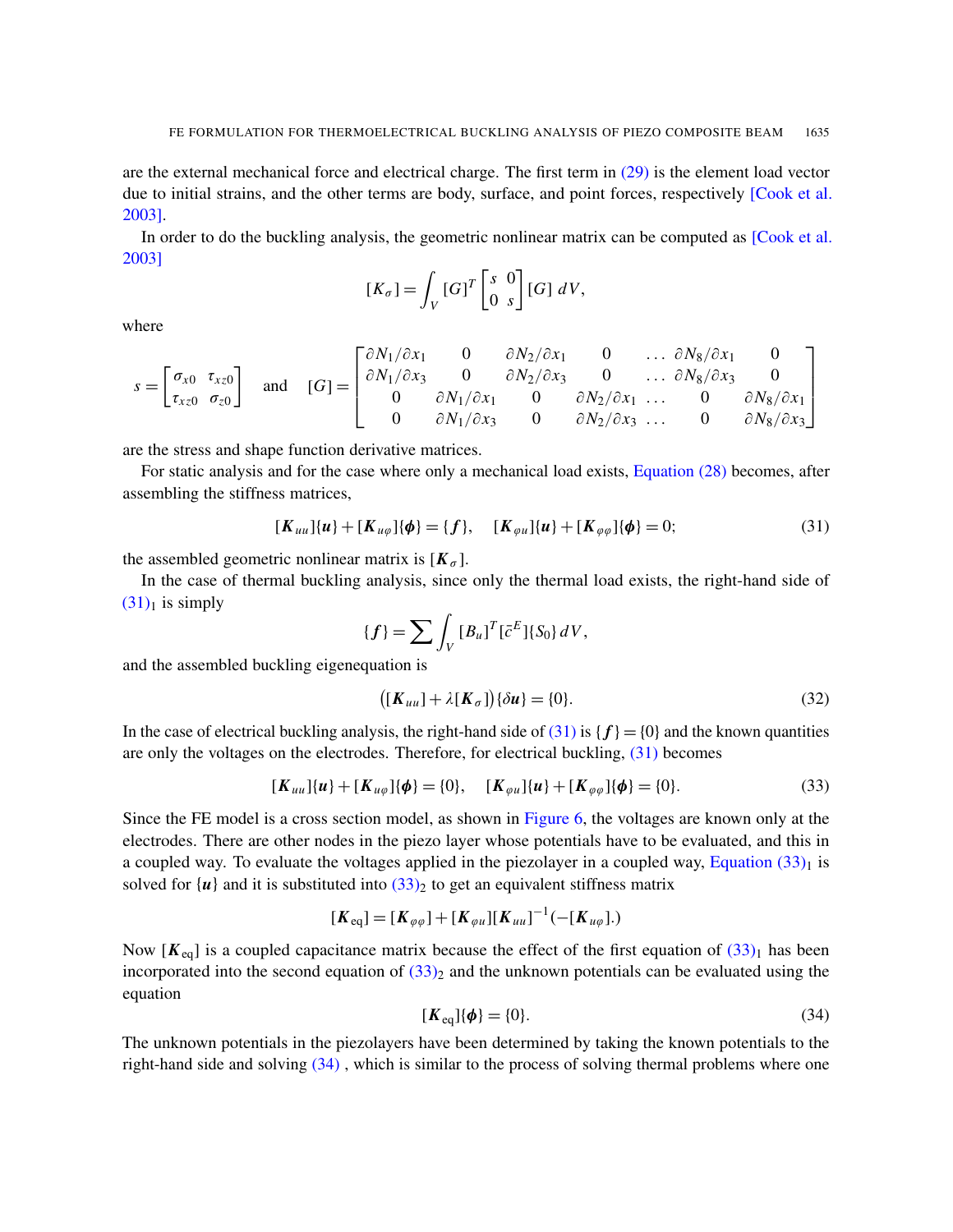are the external mechanical force and electrical charge. The first term in (29) is the element load vector due to initial strains, and the other terms are body, surface, and point forces, respectively [Cook et al. 2003].

In order to do the buckling analysis, the geometric nonlinear matrix can be computed as [Cook et al. 2003]

$$[K_\sigma] = \int_V [G]^T \begin{bmatrix} s & 0 \\ 0 & s \end{bmatrix} [G]\, dV,$$

where

$$s = \begin{bmatrix} \sigma_{x0} & \tau_{xz0} \\ \tau_{xz0} & \sigma_{z0} \end{bmatrix} \quad \text{and} \quad [G] = \begin{bmatrix} \partial N_1/\partial x_1 & 0 & \partial N_2/\partial x_1 & 0 & \dots & \partial N_8/\partial x_1 & 0 \\ \partial N_1/\partial x_3 & 0 & \partial N_2/\partial x_3 & 0 & \dots & \partial N_8/\partial x_3 & 0 \\ 0 & \partial N_1/\partial x_1 & 0 & \partial N_2/\partial x_1 & \dots & 0 & \partial N_8/\partial x_1 \\ 0 & \partial N_1/\partial x_3 & 0 & \partial N_2/\partial x_3 & \dots & 0 & \partial N_8/\partial x_3 \end{bmatrix}$$

are the stress and shape function derivative matrices.

For static analysis and for the case where only a mechanical load exists, Equation (28) becomes, after assembling the stiffness matrices,

$$[\boldsymbol{K}_{uu}]\{\boldsymbol{u}\} + [\boldsymbol{K}_{u\varphi}]\{\boldsymbol{\phi}\} = \{\boldsymbol{f}\}, \quad [\boldsymbol{K}_{\varphi u}]\{\boldsymbol{u}\} + [\boldsymbol{K}_{\varphi\varphi}]\{\boldsymbol{\phi}\} = 0; \tag{31}$$

the assembled geometric nonlinear matrix is $[\boldsymbol{K}_\sigma]$.

In the case of thermal buckling analysis, since only the thermal load exists, the right-hand side of $(31)_1$ is simply

$$\{\boldsymbol{f}\} = \sum \int_V [B_u]^T [\bar{c}^E]\{S_0\}\, dV,$$

and the assembled buckling eigenequation is

$$\big([\boldsymbol{K}_{uu}] + \lambda[\boldsymbol{K}_\sigma]\big)\{\delta\boldsymbol{u}\} = \{0\}. \tag{32}$$

In the case of electrical buckling analysis, the right-hand side of (31) is $\{\boldsymbol{f}\} = \{0\}$ and the known quantities are only the voltages on the electrodes. Therefore, for electrical buckling, (31) becomes

$$[\boldsymbol{K}_{uu}]\{\boldsymbol{u}\} + [\boldsymbol{K}_{u\varphi}]\{\boldsymbol{\phi}\} = \{0\}, \quad [\boldsymbol{K}_{\varphi u}]\{\boldsymbol{u}\} + [\boldsymbol{K}_{\varphi\varphi}]\{\boldsymbol{\phi}\} = \{0\}. \tag{33}$$

Since the FE model is a cross section model, as shown in Figure 6, the voltages are known only at the electrodes. There are other nodes in the piezo layer whose potentials have to be evaluated, and this in a coupled way. To evaluate the voltages applied in the piezolayer in a coupled way, Equation $(33)_1$ is solved for $\{\boldsymbol{u}\}$ and it is substituted into $(33)_2$ to get an equivalent stiffness matrix

$$[\boldsymbol{K}_{\text{eq}}] = [\boldsymbol{K}_{\varphi\varphi}] + [\boldsymbol{K}_{\varphi u}][\boldsymbol{K}_{uu}]^{-1}(-[\boldsymbol{K}_{u\varphi}].)$$

Now $[\boldsymbol{K}_{\text{eq}}]$ is a coupled capacitance matrix because the effect of the first equation of $(33)_1$ has been incorporated into the second equation of $(33)_2$ and the unknown potentials can be evaluated using the equation

$$[\boldsymbol{K}_{\text{eq}}]\{\boldsymbol{\phi}\} = \{0\}. \tag{34}$$

The unknown potentials in the piezolayers have been determined by taking the known potentials to the right-hand side and solving (34) , which is similar to the process of solving thermal problems where one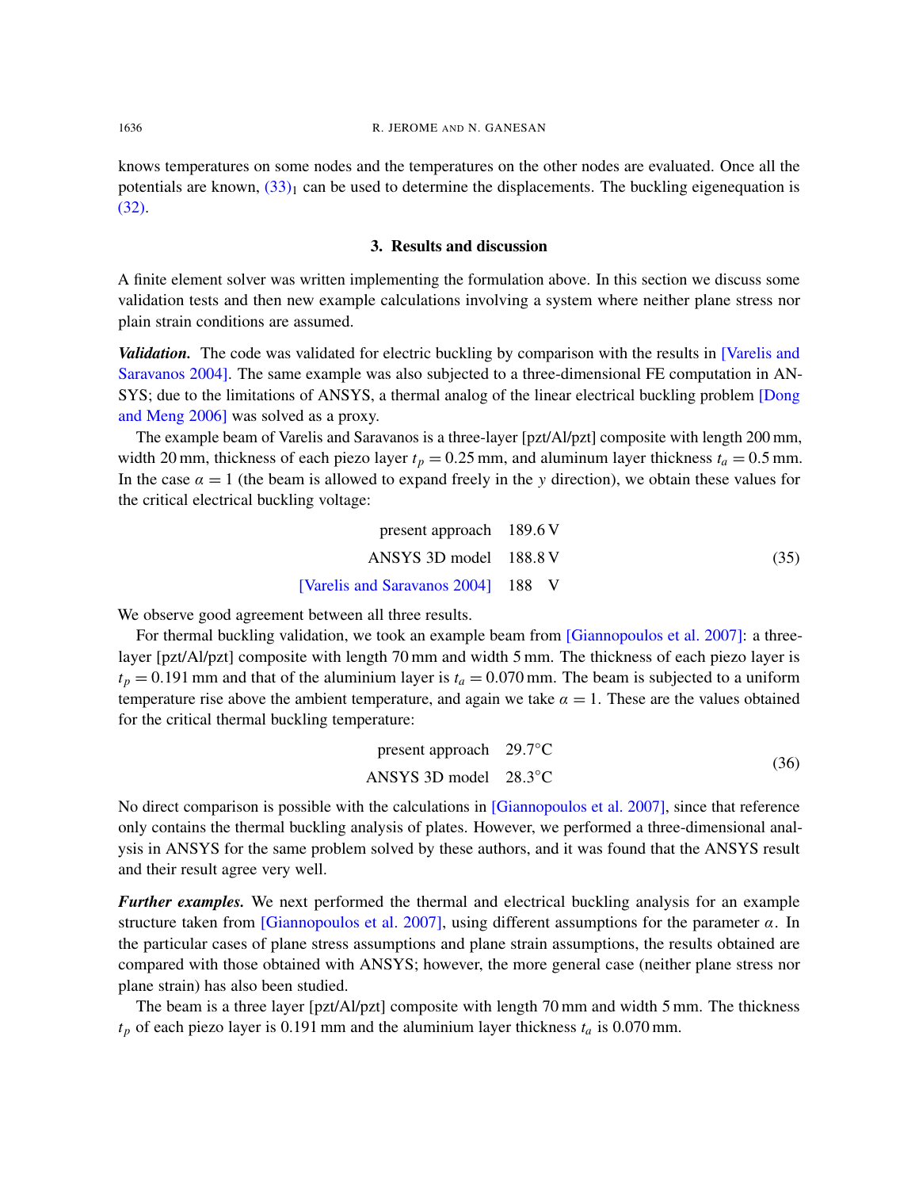knows temperatures on some nodes and the temperatures on the other nodes are evaluated. Once all the potentials are known, $(33)_1$ can be used to determine the displacements. The buckling eigenequation is (32).

## 3. Results and discussion

A finite element solver was written implementing the formulation above. In this section we discuss some validation tests and then new example calculations involving a system where neither plane stress nor plain strain conditions are assumed.

***Validation.*** The code was validated for electric buckling by comparison with the results in [Varelis and Saravanos 2004]. The same example was also subjected to a three-dimensional FE computation in ANSYS; due to the limitations of ANSYS, a thermal analog of the linear electrical buckling problem [Dong and Meng 2006] was solved as a proxy.

The example beam of Varelis and Saravanos is a three-layer [pzt/Al/pzt] composite with length 200 mm, width 20 mm, thickness of each piezo layer $t_p = 0.25$ mm, and aluminum layer thickness $t_a = 0.5$ mm. In the case $\alpha = 1$ (the beam is allowed to expand freely in the $y$ direction), we obtain these values for the critical electrical buckling voltage:

$$
\begin{aligned}
\text{present approach} &\quad 189.6\,\text{V} \\
\text{ANSYS 3D model} &\quad 188.8\,\text{V} \\
\text{[Varelis and Saravanos 2004]} &\quad 188\ \ \text{V}
\end{aligned}
\tag{35}
$$

We observe good agreement between all three results.

For thermal buckling validation, we took an example beam from [Giannopoulos et al. 2007]: a three-layer [pzt/Al/pzt] composite with length 70 mm and width 5 mm. The thickness of each piezo layer is $t_p = 0.191$ mm and that of the aluminium layer is $t_a = 0.070$ mm. The beam is subjected to a uniform temperature rise above the ambient temperature, and again we take $\alpha = 1$. These are the values obtained for the critical thermal buckling temperature:

$$
\begin{aligned}
\text{present approach} &\quad 29.7^{\circ}\text{C} \\
\text{ANSYS 3D model} &\quad 28.3^{\circ}\text{C}
\end{aligned}
\tag{36}
$$

No direct comparison is possible with the calculations in [Giannopoulos et al. 2007], since that reference only contains the thermal buckling analysis of plates. However, we performed a three-dimensional analysis in ANSYS for the same problem solved by these authors, and it was found that the ANSYS result and their result agree very well.

***Further examples.*** We next performed the thermal and electrical buckling analysis for an example structure taken from [Giannopoulos et al. 2007], using different assumptions for the parameter $\alpha$. In the particular cases of plane stress assumptions and plane strain assumptions, the results obtained are compared with those obtained with ANSYS; however, the more general case (neither plane stress nor plane strain) has also been studied.

The beam is a three layer [pzt/Al/pzt] composite with length 70 mm and width 5 mm. The thickness $t_p$ of each piezo layer is 0.191 mm and the aluminium layer thickness $t_a$ is 0.070 mm.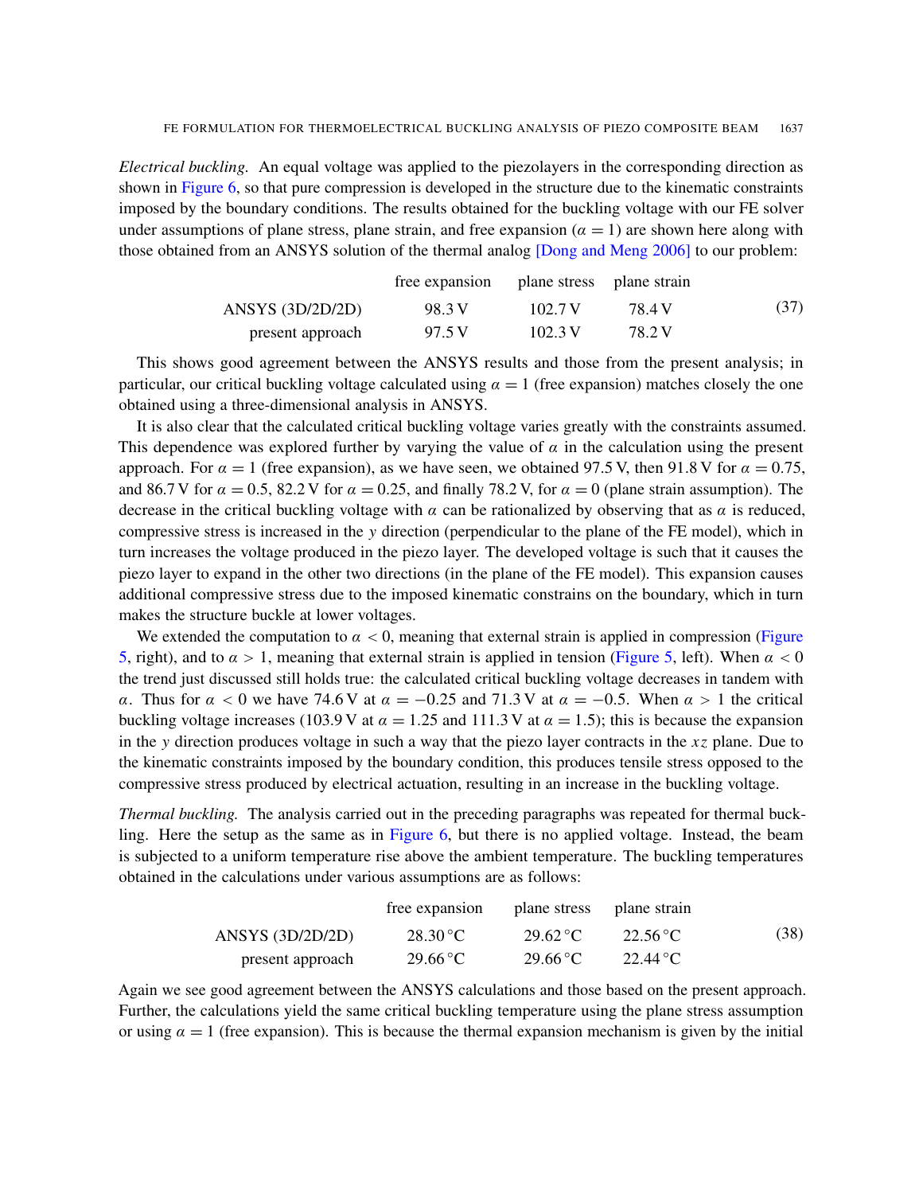*Electrical buckling.* An equal voltage was applied to the piezolayers in the corresponding direction as shown in Figure 6, so that pure compression is developed in the structure due to the kinematic constraints imposed by the boundary conditions. The results obtained for the buckling voltage with our FE solver under assumptions of plane stress, plane strain, and free expansion ($\alpha = 1$) are shown here along with those obtained from an ANSYS solution of the thermal analog [Dong and Meng 2006] to our problem:

| | free expansion | plane stress | plane strain |
|---|---|---|---|
| ANSYS (3D/2D/2D) | 98.3 V | 102.7 V | 78.4 V |
| present approach | 97.5 V | 102.3 V | 78.2 V |

(37)

This shows good agreement between the ANSYS results and those from the present analysis; in particular, our critical buckling voltage calculated using $\alpha = 1$ (free expansion) matches closely the one obtained using a three-dimensional analysis in ANSYS.

It is also clear that the calculated critical buckling voltage varies greatly with the constraints assumed. This dependence was explored further by varying the value of $\alpha$ in the calculation using the present approach. For $\alpha = 1$ (free expansion), as we have seen, we obtained 97.5 V, then 91.8 V for $\alpha = 0.75$, and 86.7 V for $\alpha = 0.5$, 82.2 V for $\alpha = 0.25$, and finally 78.2 V, for $\alpha = 0$ (plane strain assumption). The decrease in the critical buckling voltage with $\alpha$ can be rationalized by observing that as $\alpha$ is reduced, compressive stress is increased in the $y$ direction (perpendicular to the plane of the FE model), which in turn increases the voltage produced in the piezo layer. The developed voltage is such that it causes the piezo layer to expand in the other two directions (in the plane of the FE model). This expansion causes additional compressive stress due to the imposed kinematic constrains on the boundary, which in turn makes the structure buckle at lower voltages.

We extended the computation to $\alpha < 0$, meaning that external strain is applied in compression (Figure 5, right), and to $\alpha > 1$, meaning that external strain is applied in tension (Figure 5, left). When $\alpha < 0$ the trend just discussed still holds true: the calculated critical buckling voltage decreases in tandem with $\alpha$. Thus for $\alpha < 0$ we have 74.6 V at $\alpha = -0.25$ and 71.3 V at $\alpha = -0.5$. When $\alpha > 1$ the critical buckling voltage increases (103.9 V at $\alpha = 1.25$ and 111.3 V at $\alpha = 1.5$); this is because the expansion in the $y$ direction produces voltage in such a way that the piezo layer contracts in the $xz$ plane. Due to the kinematic constraints imposed by the boundary condition, this produces tensile stress opposed to the compressive stress produced by electrical actuation, resulting in an increase in the buckling voltage.

*Thermal buckling.* The analysis carried out in the preceding paragraphs was repeated for thermal buckling. Here the setup as the same as in Figure 6, but there is no applied voltage. Instead, the beam is subjected to a uniform temperature rise above the ambient temperature. The buckling temperatures obtained in the calculations under various assumptions are as follows:

| | free expansion | plane stress | plane strain |
|---|---|---|---|
| ANSYS (3D/2D/2D) | 28.30 °C | 29.62 °C | 22.56 °C |
| present approach | 29.66 °C | 29.66 °C | 22.44 °C |

(38)

Again we see good agreement between the ANSYS calculations and those based on the present approach. Further, the calculations yield the same critical buckling temperature using the plane stress assumption or using $\alpha = 1$ (free expansion). This is because the thermal expansion mechanism is given by the initial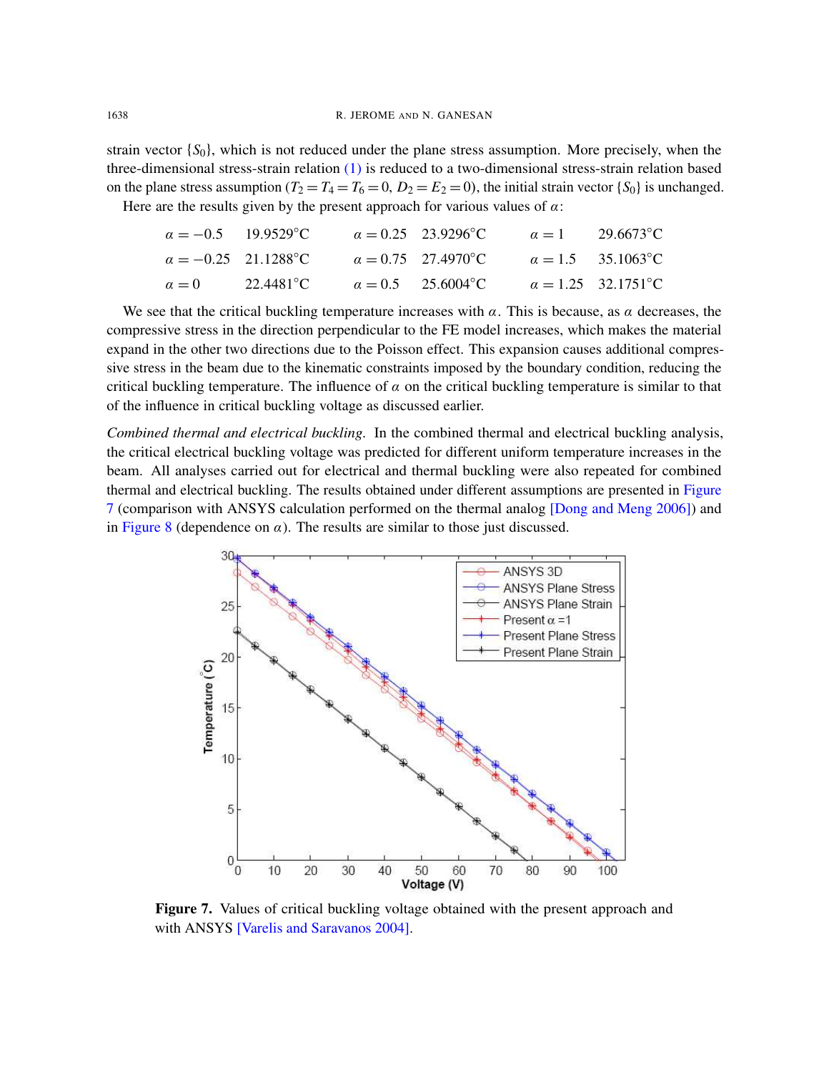strain vector $\{S_0\}$, which is not reduced under the plane stress assumption. More precisely, when the three-dimensional stress-strain relation (1) is reduced to a two-dimensional stress-strain relation based on the plane stress assumption ($T_2 = T_4 = T_6 = 0$, $D_2 = E_2 = 0$), the initial strain vector $\{S_0\}$ is unchanged.

Here are the results given by the present approach for various values of $\alpha$:

| | | | | | |
|---|---|---|---|---|---|
| $\alpha = -0.5$ | 19.9529°C | $\alpha = 0.25$ | 23.9296°C | $\alpha = 1$ | 29.6673°C |
| $\alpha = -0.25$ | 21.1288°C | $\alpha = 0.75$ | 27.4970°C | $\alpha = 1.5$ | 35.1063°C |
| $\alpha = 0$ | 22.4481°C | $\alpha = 0.5$ | 25.6004°C | $\alpha = 1.25$ | 32.1751°C |

We see that the critical buckling temperature increases with $\alpha$. This is because, as $\alpha$ decreases, the compressive stress in the direction perpendicular to the FE model increases, which makes the material expand in the other two directions due to the Poisson effect. This expansion causes additional compressive stress in the beam due to the kinematic constraints imposed by the boundary condition, reducing the critical buckling temperature. The influence of $\alpha$ on the critical buckling temperature is similar to that of the influence in critical buckling voltage as discussed earlier.

*Combined thermal and electrical buckling.* In the combined thermal and electrical buckling analysis, the critical electrical buckling voltage was predicted for different uniform temperature increases in the beam. All analyses carried out for electrical and thermal buckling were also repeated for combined thermal and electrical buckling. The results obtained under different assumptions are presented in Figure 7 (comparison with ANSYS calculation performed on the thermal analog [Dong and Meng 2006]) and in Figure 8 (dependence on $\alpha$). The results are similar to those just discussed.

**Figure 7.** Values of critical buckling voltage obtained with the present approach and with ANSYS [Varelis and Saravanos 2004].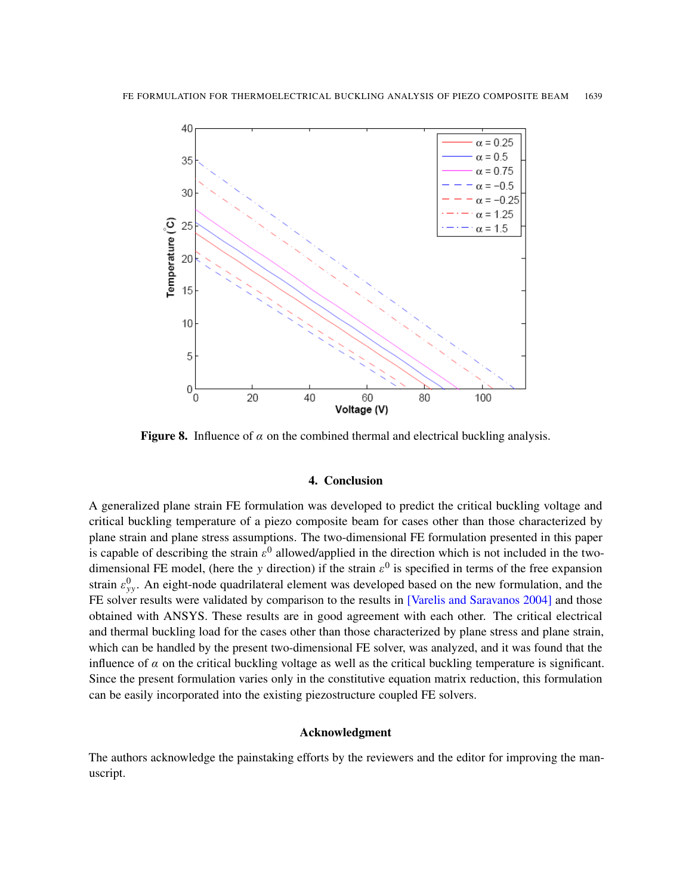**Figure 8.** Influence of $\alpha$ on the combined thermal and electrical buckling analysis.

## 4. Conclusion

A generalized plane strain FE formulation was developed to predict the critical buckling voltage and critical buckling temperature of a piezo composite beam for cases other than those characterized by plane strain and plane stress assumptions. The two-dimensional FE formulation presented in this paper is capable of describing the strain $\varepsilon^0$ allowed/applied in the direction which is not included in the two-dimensional FE model, (here the $y$ direction) if the strain $\varepsilon^0$ is specified in terms of the free expansion strain $\varepsilon^0_{yy}$. An eight-node quadrilateral element was developed based on the new formulation, and the FE solver results were validated by comparison to the results in [Varelis and Saravanos 2004] and those obtained with ANSYS. These results are in good agreement with each other. The critical electrical and thermal buckling load for the cases other than those characterized by plane stress and plane strain, which can be handled by the present two-dimensional FE solver, was analyzed, and it was found that the influence of $\alpha$ on the critical buckling voltage as well as the critical buckling temperature is significant. Since the present formulation varies only in the constitutive equation matrix reduction, this formulation can be easily incorporated into the existing piezostructure coupled FE solvers.

### Acknowledgment

The authors acknowledge the painstaking efforts by the reviewers and the editor for improving the manuscript.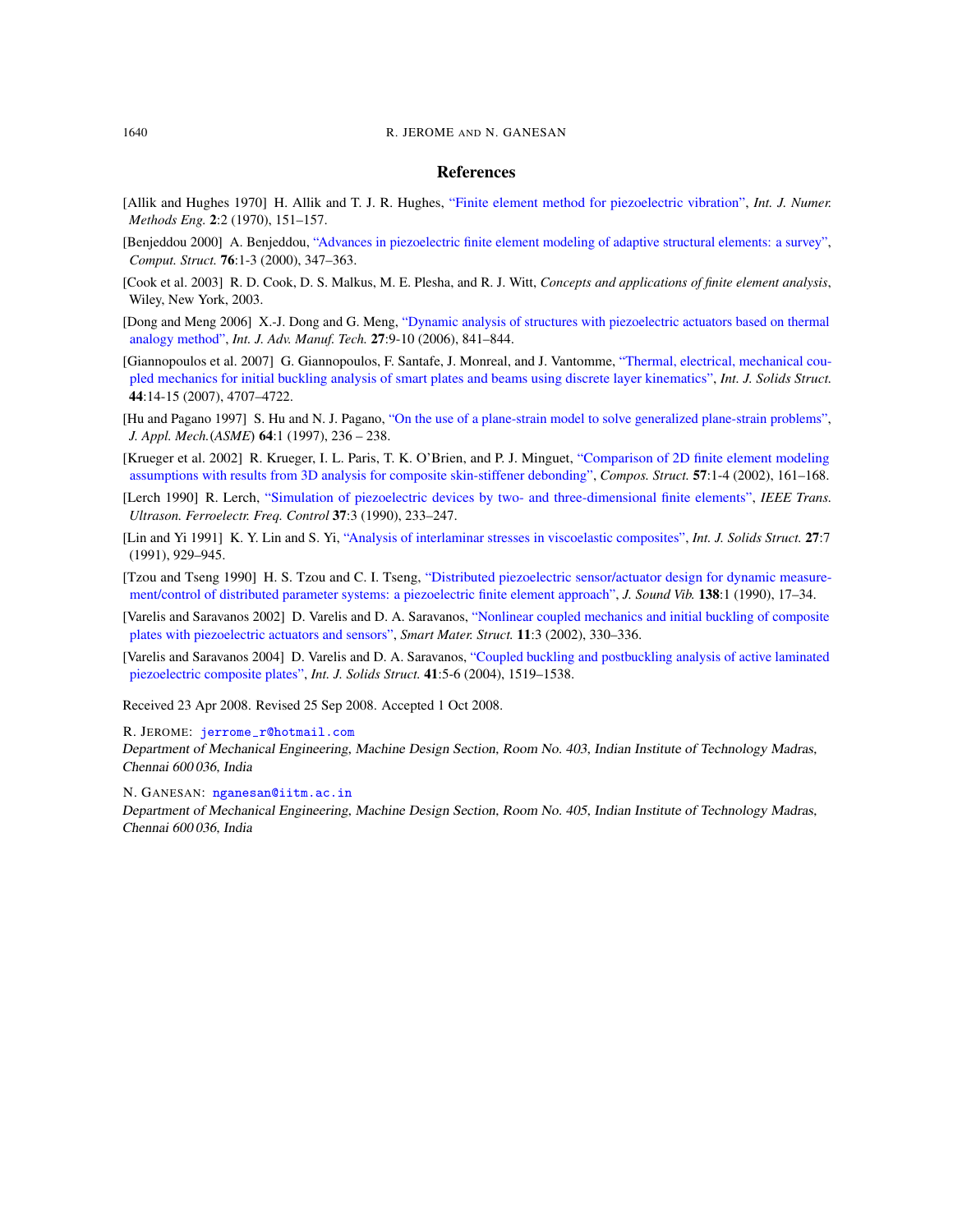## References

[Allik and Hughes 1970] H. Allik and T. J. R. Hughes, "Finite element method for piezoelectric vibration", *Int. J. Numer. Methods Eng.* **2**:2 (1970), 151–157.

[Benjeddou 2000] A. Benjeddou, "Advances in piezoelectric finite element modeling of adaptive structural elements: a survey", *Comput. Struct.* **76**:1-3 (2000), 347–363.

[Cook et al. 2003] R. D. Cook, D. S. Malkus, M. E. Plesha, and R. J. Witt, *Concepts and applications of finite element analysis*, Wiley, New York, 2003.

[Dong and Meng 2006] X.-J. Dong and G. Meng, "Dynamic analysis of structures with piezoelectric actuators based on thermal analogy method", *Int. J. Adv. Manuf. Tech.* **27**:9-10 (2006), 841–844.

[Giannopoulos et al. 2007] G. Giannopoulos, F. Santafe, J. Monreal, and J. Vantomme, "Thermal, electrical, mechanical coupled mechanics for initial buckling analysis of smart plates and beams using discrete layer kinematics", *Int. J. Solids Struct.* **44**:14-15 (2007), 4707–4722.

[Hu and Pagano 1997] S. Hu and N. J. Pagano, "On the use of a plane-strain model to solve generalized plane-strain problems", *J. Appl. Mech.(ASME)* **64**:1 (1997), 236 – 238.

[Krueger et al. 2002] R. Krueger, I. L. Paris, T. K. O'Brien, and P. J. Minguet, "Comparison of 2D finite element modeling assumptions with results from 3D analysis for composite skin-stiffener debonding", *Compos. Struct.* **57**:1-4 (2002), 161–168.

[Lerch 1990] R. Lerch, "Simulation of piezoelectric devices by two- and three-dimensional finite elements", *IEEE Trans. Ultrason. Ferroelectr. Freq. Control* **37**:3 (1990), 233–247.

[Lin and Yi 1991] K. Y. Lin and S. Yi, "Analysis of interlaminar stresses in viscoelastic composites", *Int. J. Solids Struct.* **27**:7 (1991), 929–945.

[Tzou and Tseng 1990] H. S. Tzou and C. I. Tseng, "Distributed piezoelectric sensor/actuator design for dynamic measurement/control of distributed parameter systems: a piezoelectric finite element approach", *J. Sound Vib.* **138**:1 (1990), 17–34.

[Varelis and Saravanos 2002] D. Varelis and D. A. Saravanos, "Nonlinear coupled mechanics and initial buckling of composite plates with piezoelectric actuators and sensors", *Smart Mater. Struct.* **11**:3 (2002), 330–336.

[Varelis and Saravanos 2004] D. Varelis and D. A. Saravanos, "Coupled buckling and postbuckling analysis of active laminated piezoelectric composite plates", *Int. J. Solids Struct.* **41**:5-6 (2004), 1519–1538.

Received 23 Apr 2008. Revised 25 Sep 2008. Accepted 1 Oct 2008.

R. Jerome: jerrome_r@hotmail.com
*Department of Mechanical Engineering, Machine Design Section, Room No. 403, Indian Institute of Technology Madras, Chennai 600 036, India*

N. Ganesan: nganesan@iitm.ac.in
*Department of Mechanical Engineering, Machine Design Section, Room No. 405, Indian Institute of Technology Madras, Chennai 600 036, India*